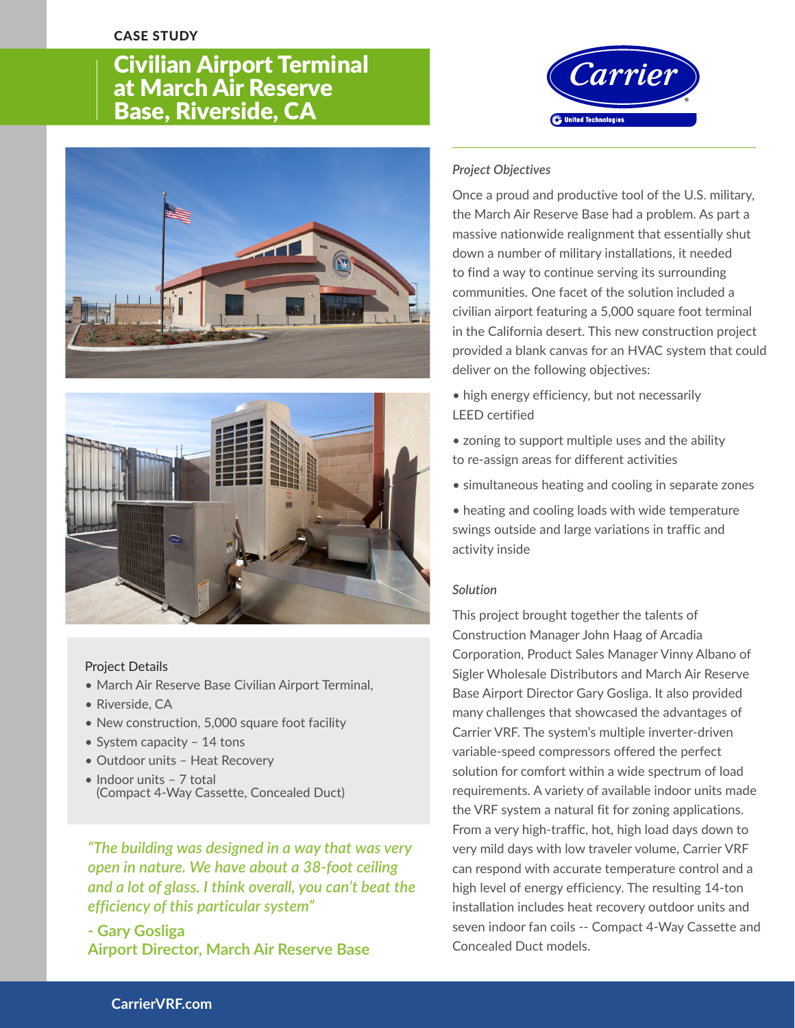CASE STUDY

# Civilian Airport Terminal at March Air Reserve Base, Riverside, CA

Project Details

- March Air Reserve Base Civilian Airport Terminal,
- Riverside, CA
- New construction, 5,000 square foot facility
- System capacity – 14 tons
- Outdoor units – Heat Recovery
- Indoor units – 7 total
  (Compact 4-Way Cassette, Concealed Duct)

*"The building was designed in a way that was very open in nature. We have about a 38-foot ceiling and a lot of glass. I think overall, you can't beat the efficiency of this particular system"*

**- Gary Gosliga**
**Airport Director, March Air Reserve Base**

*Project Objectives*

Once a proud and productive tool of the U.S. military, the March Air Reserve Base had a problem. As part a massive nationwide realignment that essentially shut down a number of military installations, it needed to find a way to continue serving its surrounding communities. One facet of the solution included a civilian airport featuring a 5,000 square foot terminal in the California desert. This new construction project provided a blank canvas for an HVAC system that could deliver on the following objectives:

- high energy efficiency, but not necessarily LEED certified
- zoning to support multiple uses and the ability to re-assign areas for different activities
- simultaneous heating and cooling in separate zones
- heating and cooling loads with wide temperature swings outside and large variations in traffic and activity inside

*Solution*

This project brought together the talents of Construction Manager John Haag of Arcadia Corporation, Product Sales Manager Vinny Albano of Sigler Wholesale Distributors and March Air Reserve Base Airport Director Gary Gosliga. It also provided many challenges that showcased the advantages of Carrier VRF. The system's multiple inverter-driven variable-speed compressors offered the perfect solution for comfort within a wide spectrum of load requirements. A variety of available indoor units made the VRF system a natural fit for zoning applications. From a very high-traffic, hot, high load days down to very mild days with low traveler volume, Carrier VRF can respond with accurate temperature control and a high level of energy efficiency. The resulting 14-ton installation includes heat recovery outdoor units and seven indoor fan coils -- Compact 4-Way Cassette and Concealed Duct models.

CarrierVRF.com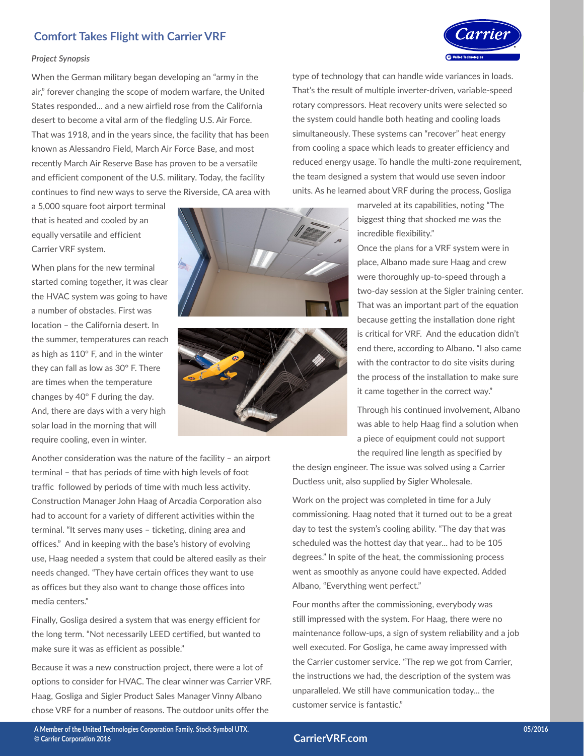## Comfort Takes Flight with Carrier VRF

*Project Synopsis*

When the German military began developing an "army in the air," forever changing the scope of modern warfare, the United States responded... and a new airfield rose from the California desert to become a vital arm of the fledgling U.S. Air Force. That was 1918, and in the years since, the facility that has been known as Alessandro Field, March Air Force Base, and most recently March Air Reserve Base has proven to be a versatile and efficient component of the U.S. military. Today, the facility continues to find new ways to serve the Riverside, CA area with a 5,000 square foot airport terminal that is heated and cooled by an equally versatile and efficient Carrier VRF system.

When plans for the new terminal started coming together, it was clear the HVAC system was going to have a number of obstacles. First was location – the California desert. In the summer, temperatures can reach as high as 110° F, and in the winter they can fall as low as 30° F. There are times when the temperature changes by 40° F during the day. And, there are days with a very high solar load in the morning that will require cooling, even in winter.

Another consideration was the nature of the facility – an airport terminal – that has periods of time with high levels of foot traffic followed by periods of time with much less activity. Construction Manager John Haag of Arcadia Corporation also had to account for a variety of different activities within the terminal. "It serves many uses – ticketing, dining area and offices." And in keeping with the base's history of evolving use, Haag needed a system that could be altered easily as their needs changed. "They have certain offices they want to use as offices but they also want to change those offices into media centers."

Finally, Gosliga desired a system that was energy efficient for the long term. "Not necessarily LEED certified, but wanted to make sure it was as efficient as possible."

Because it was a new construction project, there were a lot of options to consider for HVAC. The clear winner was Carrier VRF. Haag, Gosliga and Sigler Product Sales Manager Vinny Albano chose VRF for a number of reasons. The outdoor units offer the type of technology that can handle wide variances in loads. That's the result of multiple inverter-driven, variable-speed rotary compressors. Heat recovery units were selected so the system could handle both heating and cooling loads simultaneously. These systems can "recover" heat energy from cooling a space which leads to greater efficiency and reduced energy usage. To handle the multi-zone requirement, the team designed a system that would use seven indoor units. As he learned about VRF during the process, Gosliga marveled at its capabilities, noting "The biggest thing that shocked me was the incredible flexibility."

Once the plans for a VRF system were in place, Albano made sure Haag and crew were thoroughly up-to-speed through a two-day session at the Sigler training center. That was an important part of the equation because getting the installation done right is critical for VRF. And the education didn't end there, according to Albano. "I also came with the contractor to do site visits during the process of the installation to make sure it came together in the correct way."

Through his continued involvement, Albano was able to help Haag find a solution when a piece of equipment could not support the required line length as specified by the design engineer. The issue was solved using a Carrier Ductless unit, also supplied by Sigler Wholesale.

Work on the project was completed in time for a July commissioning. Haag noted that it turned out to be a great day to test the system's cooling ability. "The day that was scheduled was the hottest day that year... had to be 105 degrees." In spite of the heat, the commissioning process went as smoothly as anyone could have expected. Added Albano, "Everything went perfect."

Four months after the commissioning, everybody was still impressed with the system. For Haag, there were no maintenance follow-ups, a sign of system reliability and a job well executed. For Gosliga, he came away impressed with the Carrier customer service. "The rep we got from Carrier, the instructions we had, the description of the system was unparalleled. We still have communication today... the customer service is fantastic."

A Member of the United Technologies Corporation Family. Stock Symbol UTX.
© Carrier Corporation 2016

**CarrierVRF.com**

05/2016